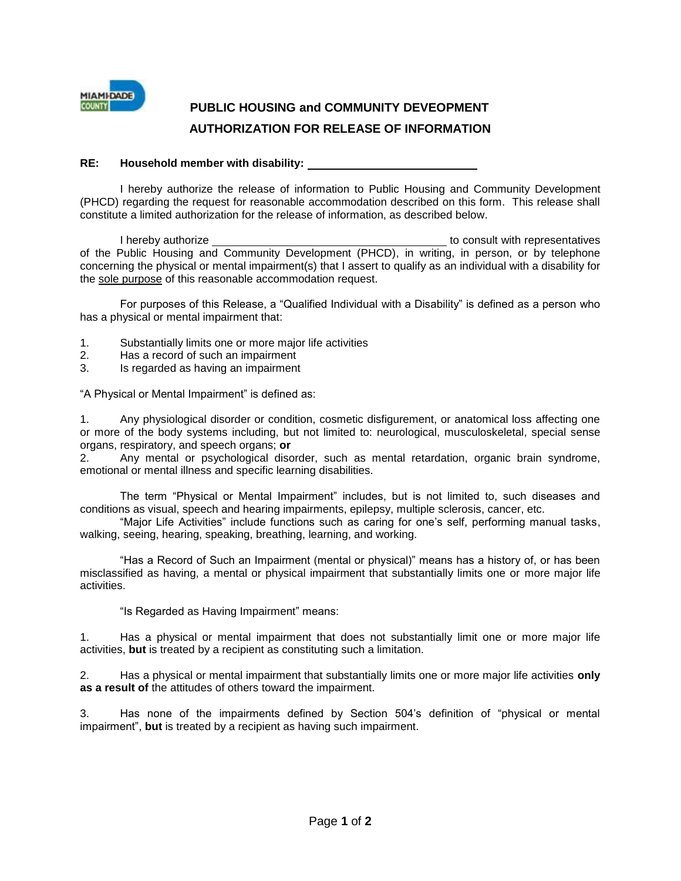# PUBLIC HOUSING and COMMUNITY DEVEOPMENT

## AUTHORIZATION FOR RELEASE OF INFORMATION

**RE: Household member with disability:** ______________________________

I hereby authorize the release of information to Public Housing and Community Development (PHCD) regarding the request for reasonable accommodation described on this form. This release shall constitute a limited authorization for the release of information, as described below.

I hereby authorize ________________________________________ to consult with representatives of the Public Housing and Community Development (PHCD), in writing, in person, or by telephone concerning the physical or mental impairment(s) that I assert to qualify as an individual with a disability for the sole purpose of this reasonable accommodation request.

For purposes of this Release, a "Qualified Individual with a Disability" is defined as a person who has a physical or mental impairment that:

1. Substantially limits one or more major life activities
2. Has a record of such an impairment
3. Is regarded as having an impairment

"A Physical or Mental Impairment" is defined as:

1. Any physiological disorder or condition, cosmetic disfigurement, or anatomical loss affecting one or more of the body systems including, but not limited to: neurological, musculoskeletal, special sense organs, respiratory, and speech organs; **or**
2. Any mental or psychological disorder, such as mental retardation, organic brain syndrome, emotional or mental illness and specific learning disabilities.

The term "Physical or Mental Impairment" includes, but is not limited to, such diseases and conditions as visual, speech and hearing impairments, epilepsy, multiple sclerosis, cancer, etc.

"Major Life Activities" include functions such as caring for one's self, performing manual tasks, walking, seeing, hearing, speaking, breathing, learning, and working.

"Has a Record of Such an Impairment (mental or physical)" means has a history of, or has been misclassified as having, a mental or physical impairment that substantially limits one or more major life activities.

"Is Regarded as Having Impairment" means:

1. Has a physical or mental impairment that does not substantially limit one or more major life activities, **but** is treated by a recipient as constituting such a limitation.

2. Has a physical or mental impairment that substantially limits one or more major life activities **only as a result of** the attitudes of others toward the impairment.

3. Has none of the impairments defined by Section 504's definition of "physical or mental impairment", **but** is treated by a recipient as having such impairment.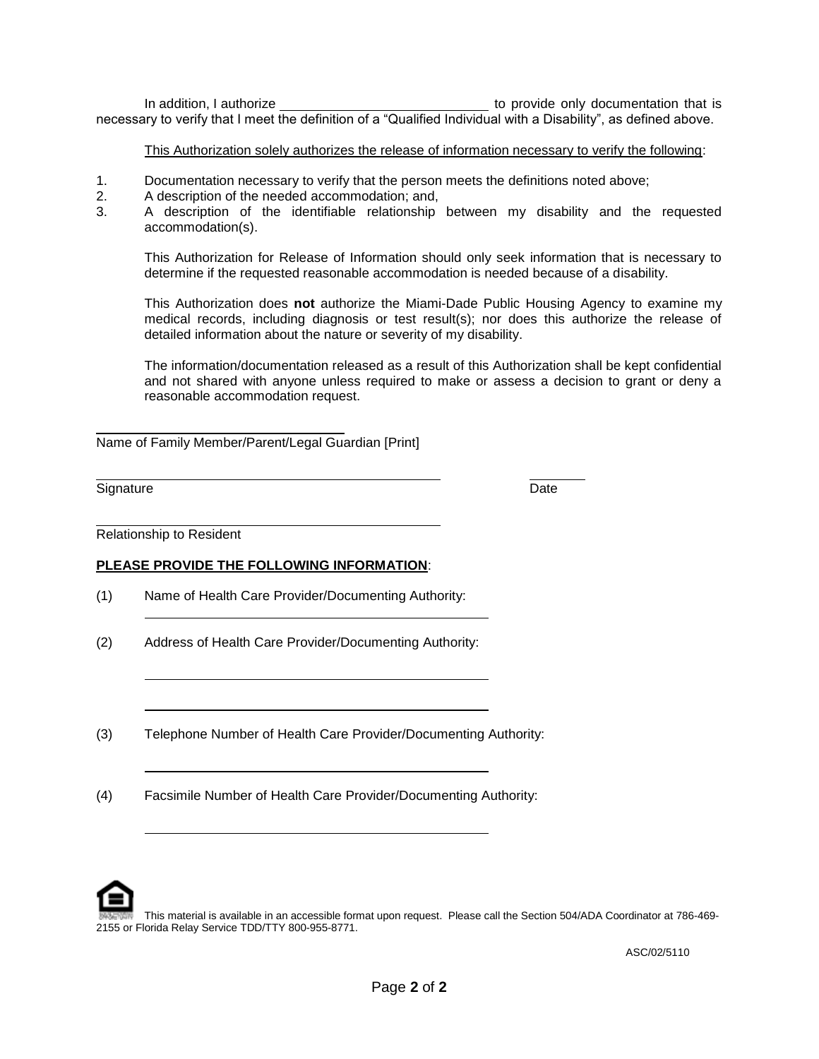In addition, I authorize ____________________________ to provide only documentation that is necessary to verify that I meet the definition of a "Qualified Individual with a Disability", as defined above.

This Authorization solely authorizes the release of information necessary to verify the following:

1. Documentation necessary to verify that the person meets the definitions noted above;
2. A description of the needed accommodation; and,
3. A description of the identifiable relationship between my disability and the requested accommodation(s).

This Authorization for Release of Information should only seek information that is necessary to determine if the requested reasonable accommodation is needed because of a disability.

This Authorization does **not** authorize the Miami-Dade Public Housing Agency to examine my medical records, including diagnosis or test result(s); nor does this authorize the release of detailed information about the nature or severity of my disability.

The information/documentation released as a result of this Authorization shall be kept confidential and not shared with anyone unless required to make or assess a decision to grant or deny a reasonable accommodation request.

____________________________________
Name of Family Member/Parent/Legal Guardian [Print]

____________________________________ ________
Signature Date

____________________________________
Relationship to Resident

**PLEASE PROVIDE THE FOLLOWING INFORMATION**:

(1) Name of Health Care Provider/Documenting Authority:

____________________________________

(2) Address of Health Care Provider/Documenting Authority:

____________________________________

____________________________________

(3) Telephone Number of Health Care Provider/Documenting Authority:

____________________________________

(4) Facsimile Number of Health Care Provider/Documenting Authority:

____________________________________

This material is available in an accessible format upon request. Please call the Section 504/ADA Coordinator at 786-469-2155 or Florida Relay Service TDD/TTY 800-955-8771.

ASC/02/5110